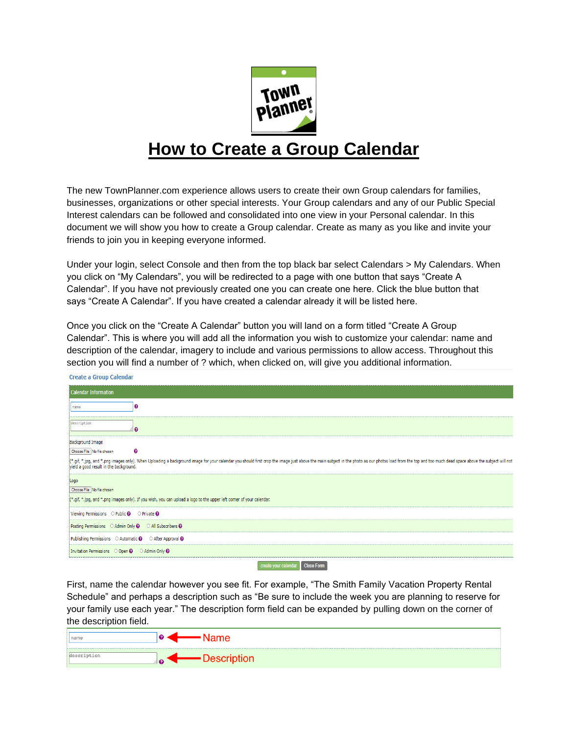Town Planner®

# How to Create a Group Calendar

The new TownPlanner.com experience allows users to create their own Group calendars for families, businesses, organizations or other special interests. Your Group calendars and any of our Public Special Interest calendars can be followed and consolidated into one view in your Personal calendar. In this document we will show you how to create a Group calendar. Create as many as you like and invite your friends to join you in keeping everyone informed.

Under your login, select Console and then from the top black bar select Calendars > My Calendars. When you click on “My Calendars”, you will be redirected to a page with one button that says “Create A Calendar”. If you have not previously created one you can create one here. Click the blue button that says “Create A Calendar”. If you have created a calendar already it will be listed here.

Once you click on the “Create A Calendar” button you will land on a form titled “Create A Group Calendar”. This is where you will add all the information you wish to customize your calendar: name and description of the calendar, imagery to include and various permissions to allow access. Throughout this section you will find a number of ? which, when clicked on, will give you additional information.

**Create a Group Calendar**

**Calendar Information**

name ?

description ?

Background Image

Choose File | No file chosen ?

(*.gif, *.jpg, and *.png images only). When Uploading a background image for your calendar you should first crop the image just above the main subject in the photo as our photos load from the top and too much dead space above the subject will not yield a good result in the background.

Logo

Choose File | No file chosen

(*.gif, *.jpg, and *.png images only). If you wish, you can upload a logo to the upper left corner of your calendar.

Viewing Permissions ○ Public ? ○ Private ?

Posting Permissions ○ Admin Only ? ○ All Subscribers ?

Publishing Permissions ○ Automatic ? ○ After Approval ?

Invitation Permissions ○ Open ? ○ Admin Only ?

create your calendar | Close Form

First, name the calendar however you see fit. For example, “The Smith Family Vacation Property Rental Schedule” and perhaps a description such as “Be sure to include the week you are planning to reserve for your family use each year.” The description form field can be expanded by pulling down on the corner of the description field.

name ? ← Name

description ? ← Description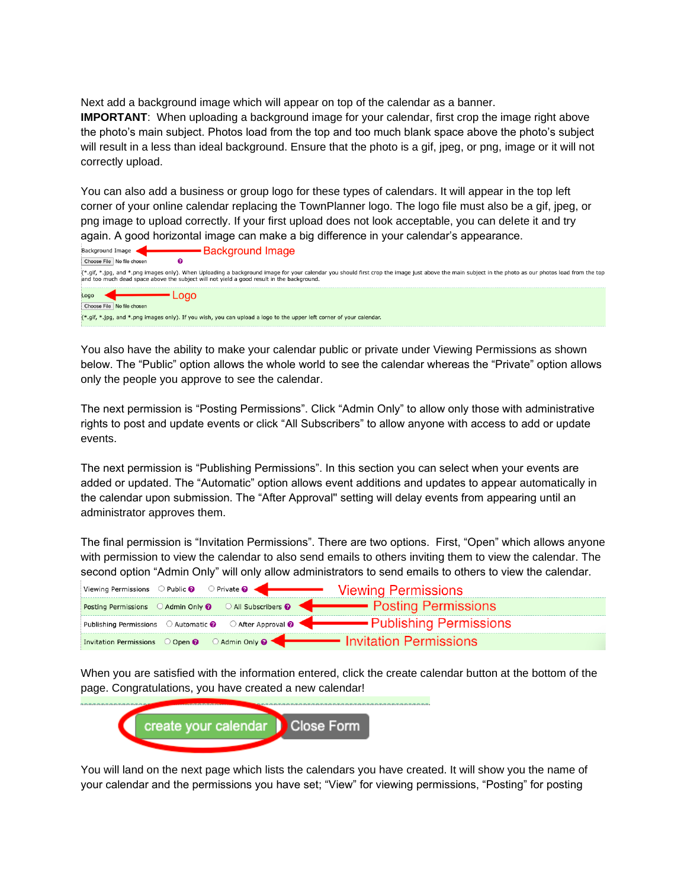Next add a background image which will appear on top of the calendar as a banner.
**IMPORTANT**: When uploading a background image for your calendar, first crop the image right above the photo's main subject. Photos load from the top and too much blank space above the photo's subject will result in a less than ideal background. Ensure that the photo is a gif, jpeg, or png, image or it will not correctly upload.

You can also add a business or group logo for these types of calendars. It will appear in the top left corner of your online calendar replacing the TownPlanner logo. The logo file must also be a gif, jpeg, or png image to upload correctly. If your first upload does not look acceptable, you can delete it and try again. A good horizontal image can make a big difference in your calendar's appearance.

Background Image ← Background Image

Choose File No file chosen

(*.gif, *.jpg, and *.png images only). When Uploading a background image for your calendar you should first crop the image just above the main subject in the photo as our photos load from the top and too much dead space above the subject will not yield a good result in the background.

Logo ← Logo

Choose File No file chosen

(*.gif, *.jpg, and *.png images only). If you wish, you can upload a logo to the upper left corner of your calendar.

You also have the ability to make your calendar public or private under Viewing Permissions as shown below. The "Public" option allows the whole world to see the calendar whereas the "Private" option allows only the people you approve to see the calendar.

The next permission is "Posting Permissions". Click "Admin Only" to allow only those with administrative rights to post and update events or click "All Subscribers" to allow anyone with access to add or update events.

The next permission is "Publishing Permissions". In this section you can select when your events are added or updated. The "Automatic" option allows event additions and updates to appear automatically in the calendar upon submission. The "After Approval" setting will delay events from appearing until an administrator approves them.

The final permission is "Invitation Permissions". There are two options. First, "Open" which allows anyone with permission to view the calendar to also send emails to others inviting them to view the calendar. The second option "Admin Only" will only allow administrators to send emails to others to view the calendar.

| | | | |
|---|---|---|---|
| Viewing Permissions | ○ Public | ○ Private | ← Viewing Permissions |
| Posting Permissions | ○ Admin Only | ○ All Subscribers | ← Posting Permissions |
| Publishing Permissions | ○ Automatic | ○ After Approval | ← Publishing Permissions |
| Invitation Permissions | ○ Open | ○ Admin Only | ← Invitation Permissions |

When you are satisfied with the information entered, click the create calendar button at the bottom of the page. Congratulations, you have created a new calendar!

create your calendar | Close Form

You will land on the next page which lists the calendars you have created. It will show you the name of your calendar and the permissions you have set; "View" for viewing permissions, "Posting" for posting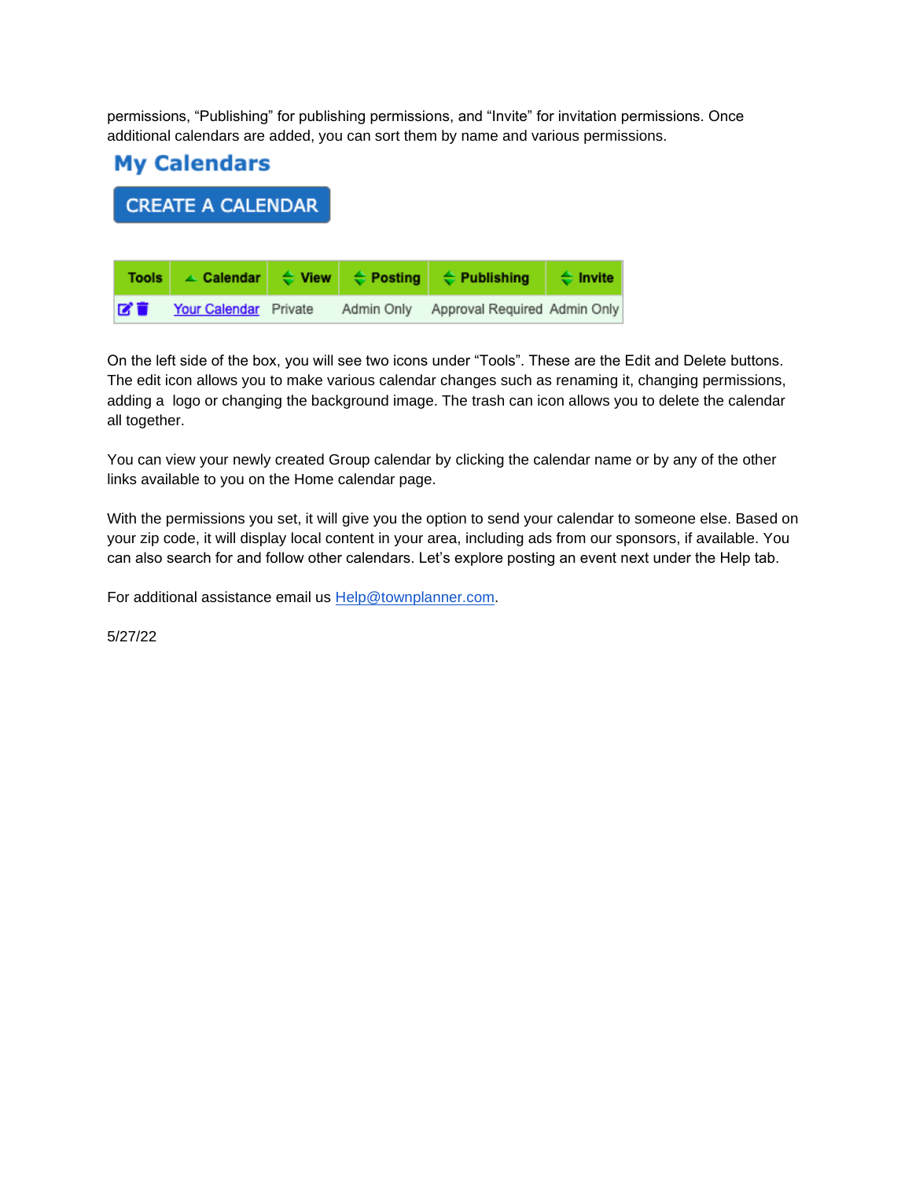permissions, “Publishing” for publishing permissions, and “Invite” for invitation permissions. Once additional calendars are added, you can sort them by name and various permissions.

## My Calendars

CREATE A CALENDAR

| Tools | Calendar | View | Posting | Publishing | Invite |
| --- | --- | --- | --- | --- | --- |
| | Your Calendar | Private | Admin Only | Approval Required | Admin Only |

On the left side of the box, you will see two icons under “Tools”. These are the Edit and Delete buttons. The edit icon allows you to make various calendar changes such as renaming it, changing permissions, adding a logo or changing the background image. The trash can icon allows you to delete the calendar all together.

You can view your newly created Group calendar by clicking the calendar name or by any of the other links available to you on the Home calendar page.

With the permissions you set, it will give you the option to send your calendar to someone else. Based on your zip code, it will display local content in your area, including ads from our sponsors, if available. You can also search for and follow other calendars. Let’s explore posting an event next under the Help tab.

For additional assistance email us Help@townplanner.com.

5/27/22